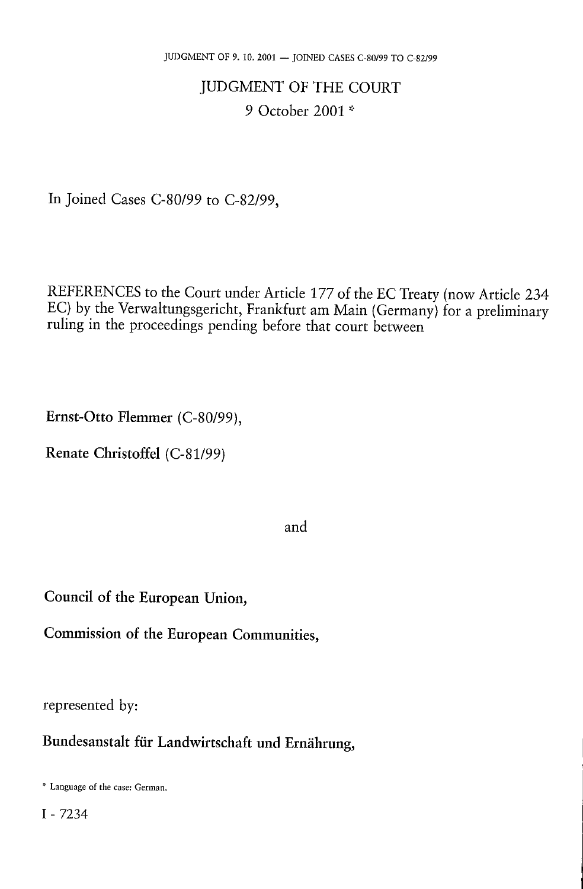# JUDGMENT OF THE COURT

9 October 2001 *

In Joined Cases C-80/99 to C-82/99,

REFERENCES to the Court under Article 177 of the EC Treaty (now Article 234 EC) by the Verwaltungsgericht, Frankfurt am Main (Germany) for a preliminary ruling in the proceedings pending before that court between

**Ernst-Otto Flemmer** (C-80/99),

**Renate Christoffel** (C-81/99)

and

**Council of the European Union,**

**Commission of the European Communities,**

represented by:

**Bundesanstalt für Landwirtschaft und Ernährung,**

\* Language of the case: German.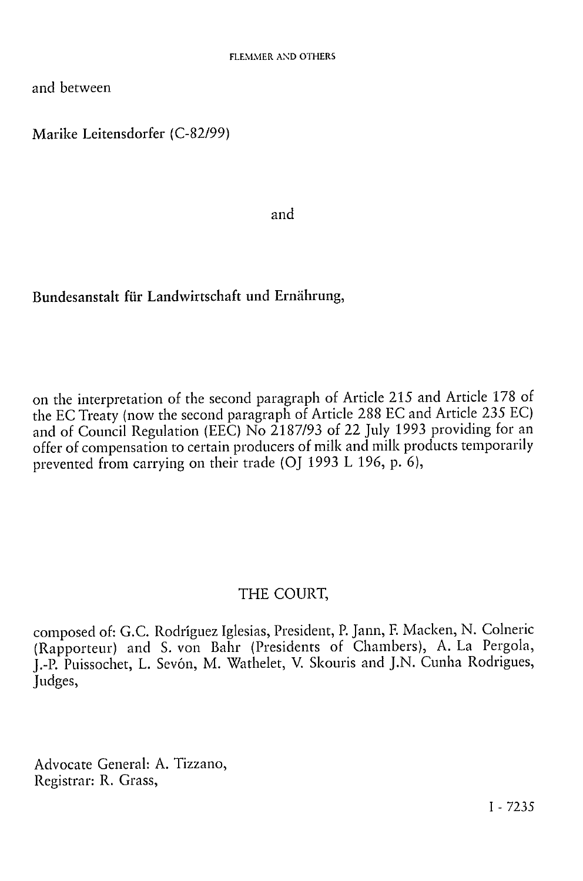and between

Marike Leitensdorfer (C-82/99)

and

Bundesanstalt für Landwirtschaft und Ernährung,

on the interpretation of the second paragraph of Article 215 and Article 178 of the EC Treaty (now the second paragraph of Article 288 EC and Article 235 EC) and of Council Regulation (EEC) No 2187/93 of 22 July 1993 providing for an offer of compensation to certain producers of milk and milk products temporarily prevented from carrying on their trade (OJ 1993 L 196, p. 6),

THE COURT,

composed of: G.C. Rodríguez Iglesias, President, P. Jann, F. Macken, N. Colneric (Rapporteur) and S. von Bahr (Presidents of Chambers), A. La Pergola, J.-P. Puissochet, L. Sevón, M. Wathelet, V. Skouris and J.N. Cunha Rodrigues, Judges,

Advocate General: A. Tizzano,
Registrar: R. Grass,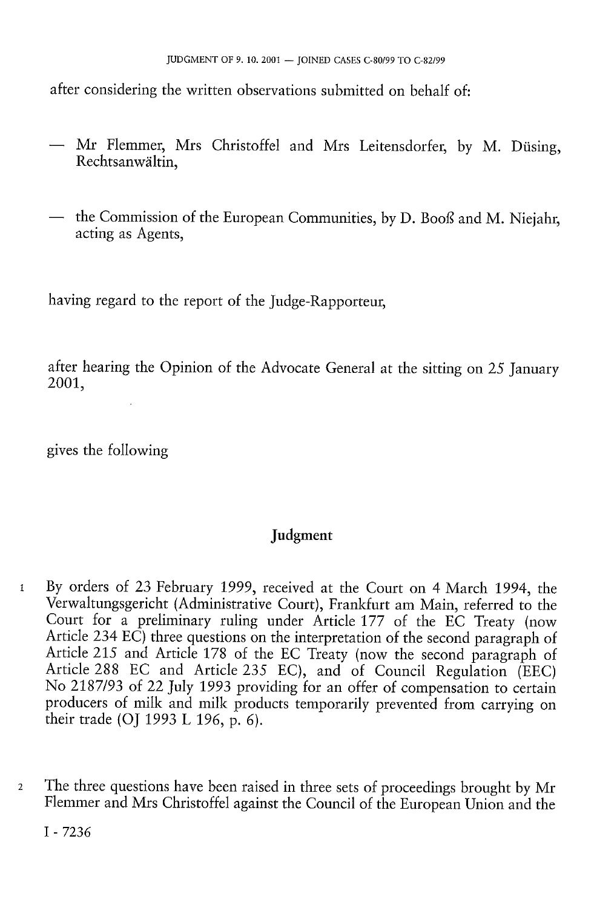after considering the written observations submitted on behalf of:

— Mr Flemmer, Mrs Christoffel and Mrs Leitensdorfer, by M. Düsing, Rechtsanwältin,

— the Commission of the European Communities, by D. Booß and M. Niejahr, acting as Agents,

having regard to the report of the Judge-Rapporteur,

after hearing the Opinion of the Advocate General at the sitting on 25 January 2001,

gives the following

## Judgment

1 By orders of 23 February 1999, received at the Court on 4 March 1994, the Verwaltungsgericht (Administrative Court), Frankfurt am Main, referred to the Court for a preliminary ruling under Article 177 of the EC Treaty (now Article 234 EC) three questions on the interpretation of the second paragraph of Article 215 and Article 178 of the EC Treaty (now the second paragraph of Article 288 EC and Article 235 EC), and of Council Regulation (EEC) No 2187/93 of 22 July 1993 providing for an offer of compensation to certain producers of milk and milk products temporarily prevented from carrying on their trade (OJ 1993 L 196, p. 6).

2 The three questions have been raised in three sets of proceedings brought by Mr Flemmer and Mrs Christoffel against the Council of the European Union and the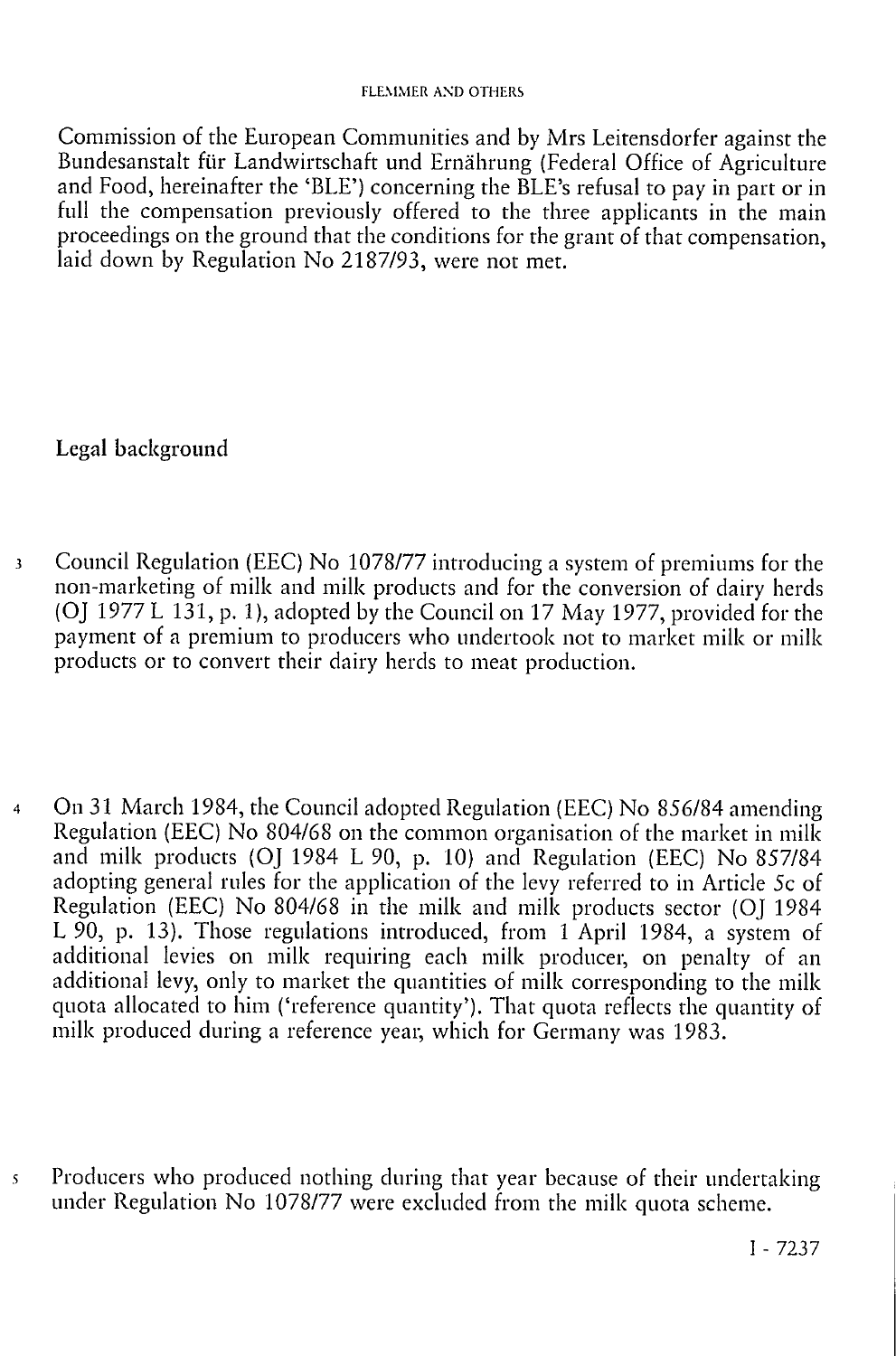Commission of the European Communities and by Mrs Leitensdorfer against the Bundesanstalt für Landwirtschaft und Ernährung (Federal Office of Agriculture and Food, hereinafter the 'BLE') concerning the BLE's refusal to pay in part or in full the compensation previously offered to the three applicants in the main proceedings on the ground that the conditions for the grant of that compensation, laid down by Regulation No 2187/93, were not met.

## Legal background

3 Council Regulation (EEC) No 1078/77 introducing a system of premiums for the non-marketing of milk and milk products and for the conversion of dairy herds (OJ 1977 L 131, p. 1), adopted by the Council on 17 May 1977, provided for the payment of a premium to producers who undertook not to market milk or milk products or to convert their dairy herds to meat production.

4 On 31 March 1984, the Council adopted Regulation (EEC) No 856/84 amending Regulation (EEC) No 804/68 on the common organisation of the market in milk and milk products (OJ 1984 L 90, p. 10) and Regulation (EEC) No 857/84 adopting general rules for the application of the levy referred to in Article 5c of Regulation (EEC) No 804/68 in the milk and milk products sector (OJ 1984 L 90, p. 13). Those regulations introduced, from 1 April 1984, a system of additional levies on milk requiring each milk producer, on penalty of an additional levy, only to market the quantities of milk corresponding to the milk quota allocated to him ('reference quantity'). That quota reflects the quantity of milk produced during a reference year, which for Germany was 1983.

5 Producers who produced nothing during that year because of their undertaking under Regulation No 1078/77 were excluded from the milk quota scheme.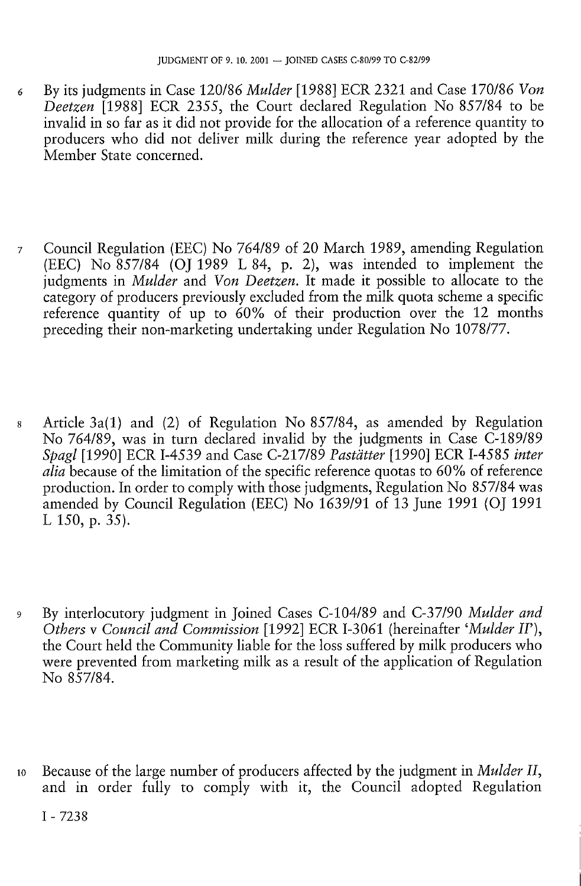6 By its judgments in Case 120/86 *Mulder* [1988] ECR 2321 and Case 170/86 *Von Deetzen* [1988] ECR 2355, the Court declared Regulation No 857/84 to be invalid in so far as it did not provide for the allocation of a reference quantity to producers who did not deliver milk during the reference year adopted by the Member State concerned.

7 Council Regulation (EEC) No 764/89 of 20 March 1989, amending Regulation (EEC) No 857/84 (OJ 1989 L 84, p. 2), was intended to implement the judgments in *Mulder* and *Von Deetzen*. It made it possible to allocate to the category of producers previously excluded from the milk quota scheme a specific reference quantity of up to 60% of their production over the 12 months preceding their non-marketing undertaking under Regulation No 1078/77.

8 Article 3a(1) and (2) of Regulation No 857/84, as amended by Regulation No 764/89, was in turn declared invalid by the judgments in Case C-189/89 *Spagl* [1990] ECR I-4539 and Case C-217/89 *Pastätter* [1990] ECR I-4585 *inter alia* because of the limitation of the specific reference quotas to 60% of reference production. In order to comply with those judgments, Regulation No 857/84 was amended by Council Regulation (EEC) No 1639/91 of 13 June 1991 (OJ 1991 L 150, p. 35).

9 By interlocutory judgment in Joined Cases C-104/89 and C-37/90 *Mulder and Others* v *Council and Commission* [1992] ECR I-3061 (hereinafter '*Mulder II*'), the Court held the Community liable for the loss suffered by milk producers who were prevented from marketing milk as a result of the application of Regulation No 857/84.

10 Because of the large number of producers affected by the judgment in *Mulder II*, and in order fully to comply with it, the Council adopted Regulation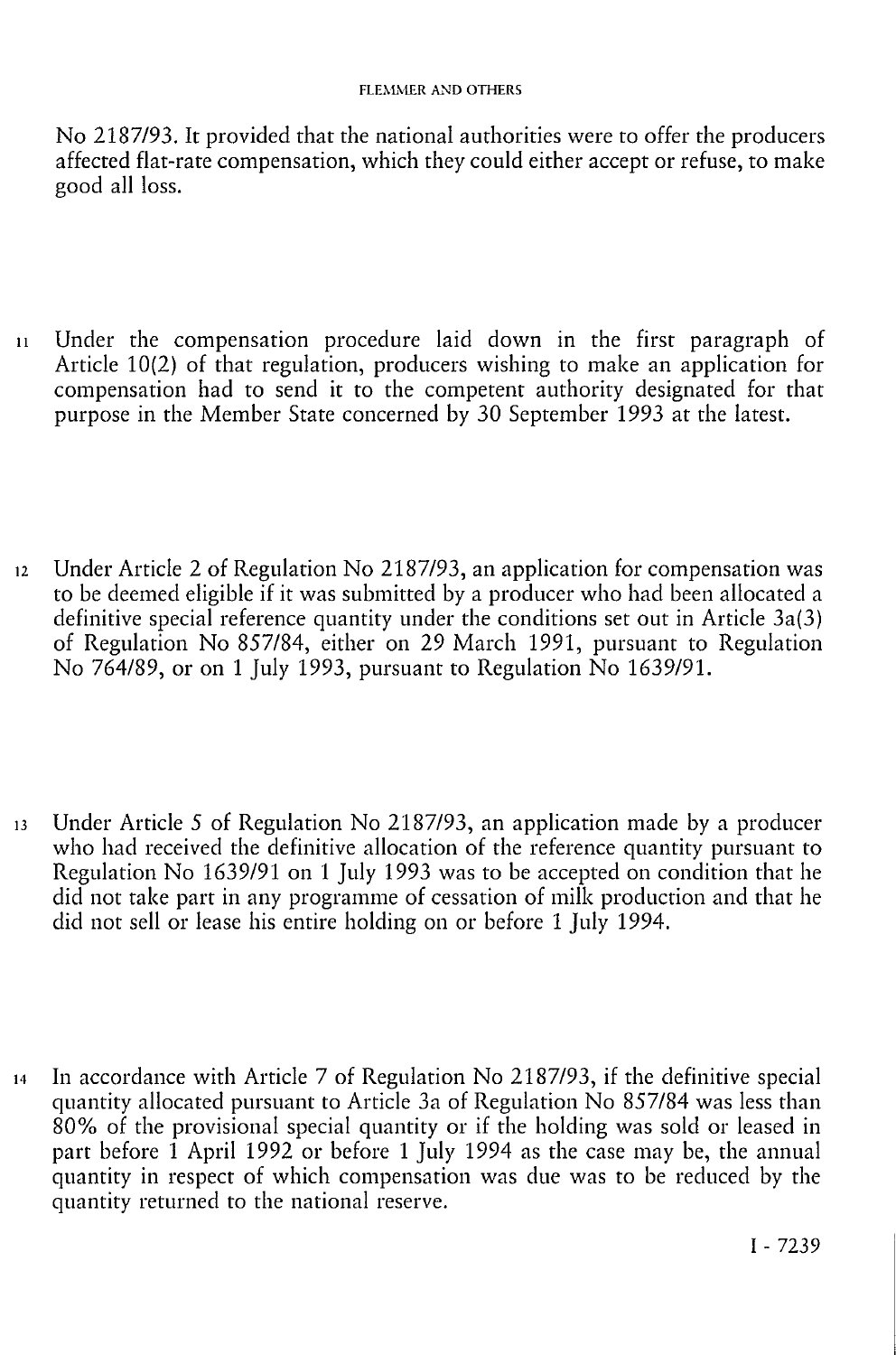No 2187/93. It provided that the national authorities were to offer the producers affected flat-rate compensation, which they could either accept or refuse, to make good all loss.

11 Under the compensation procedure laid down in the first paragraph of Article 10(2) of that regulation, producers wishing to make an application for compensation had to send it to the competent authority designated for that purpose in the Member State concerned by 30 September 1993 at the latest.

12 Under Article 2 of Regulation No 2187/93, an application for compensation was to be deemed eligible if it was submitted by a producer who had been allocated a definitive special reference quantity under the conditions set out in Article 3a(3) of Regulation No 857/84, either on 29 March 1991, pursuant to Regulation No 764/89, or on 1 July 1993, pursuant to Regulation No 1639/91.

13 Under Article 5 of Regulation No 2187/93, an application made by a producer who had received the definitive allocation of the reference quantity pursuant to Regulation No 1639/91 on 1 July 1993 was to be accepted on condition that he did not take part in any programme of cessation of milk production and that he did not sell or lease his entire holding on or before 1 July 1994.

14 In accordance with Article 7 of Regulation No 2187/93, if the definitive special quantity allocated pursuant to Article 3a of Regulation No 857/84 was less than 80% of the provisional special quantity or if the holding was sold or leased in part before 1 April 1992 or before 1 July 1994 as the case may be, the annual quantity in respect of which compensation was due was to be reduced by the quantity returned to the national reserve.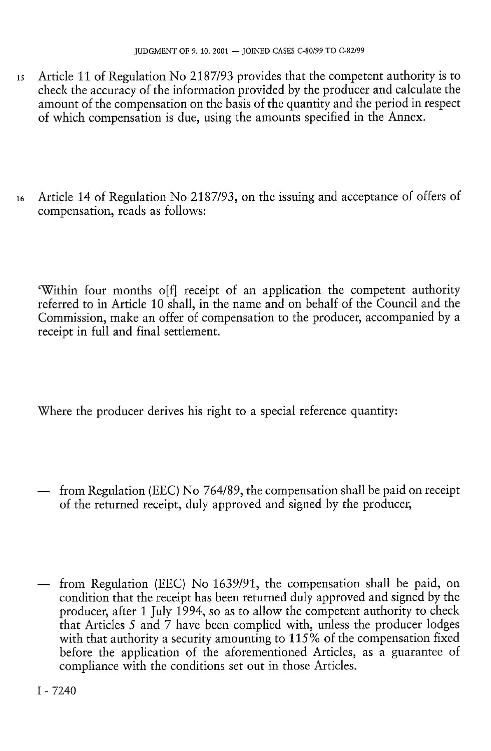15 Article 11 of Regulation No 2187/93 provides that the competent authority is to check the accuracy of the information provided by the producer and calculate the amount of the compensation on the basis of the quantity and the period in respect of which compensation is due, using the amounts specified in the Annex.

16 Article 14 of Regulation No 2187/93, on the issuing and acceptance of offers of compensation, reads as follows:

'Within four months o[f] receipt of an application the competent authority referred to in Article 10 shall, in the name and on behalf of the Council and the Commission, make an offer of compensation to the producer, accompanied by a receipt in full and final settlement.

Where the producer derives his right to a special reference quantity:

— from Regulation (EEC) No 764/89, the compensation shall be paid on receipt of the returned receipt, duly approved and signed by the producer,

— from Regulation (EEC) No 1639/91, the compensation shall be paid, on condition that the receipt has been returned duly approved and signed by the producer, after 1 July 1994, so as to allow the competent authority to check that Articles 5 and 7 have been complied with, unless the producer lodges with that authority a security amounting to 115% of the compensation fixed before the application of the aforementioned Articles, as a guarantee of compliance with the conditions set out in those Articles.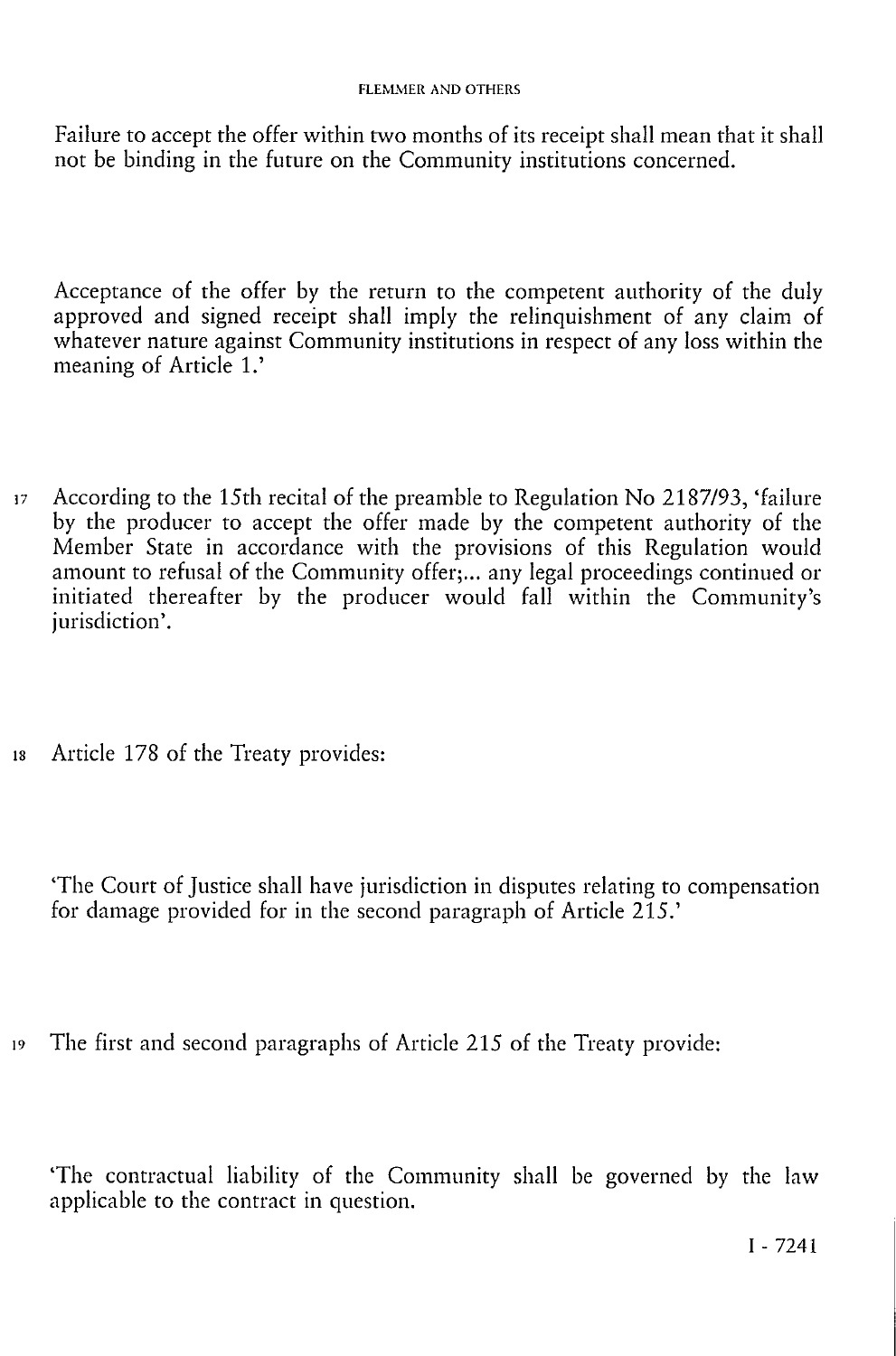Failure to accept the offer within two months of its receipt shall mean that it shall not be binding in the future on the Community institutions concerned.

Acceptance of the offer by the return to the competent authority of the duly approved and signed receipt shall imply the relinquishment of any claim of whatever nature against Community institutions in respect of any loss within the meaning of Article 1.'

17 According to the 15th recital of the preamble to Regulation No 2187/93, 'failure by the producer to accept the offer made by the competent authority of the Member State in accordance with the provisions of this Regulation would amount to refusal of the Community offer;... any legal proceedings continued or initiated thereafter by the producer would fall within the Community's jurisdiction'.

18 Article 178 of the Treaty provides:

'The Court of Justice shall have jurisdiction in disputes relating to compensation for damage provided for in the second paragraph of Article 215.'

19 The first and second paragraphs of Article 215 of the Treaty provide:

'The contractual liability of the Community shall be governed by the law applicable to the contract in question.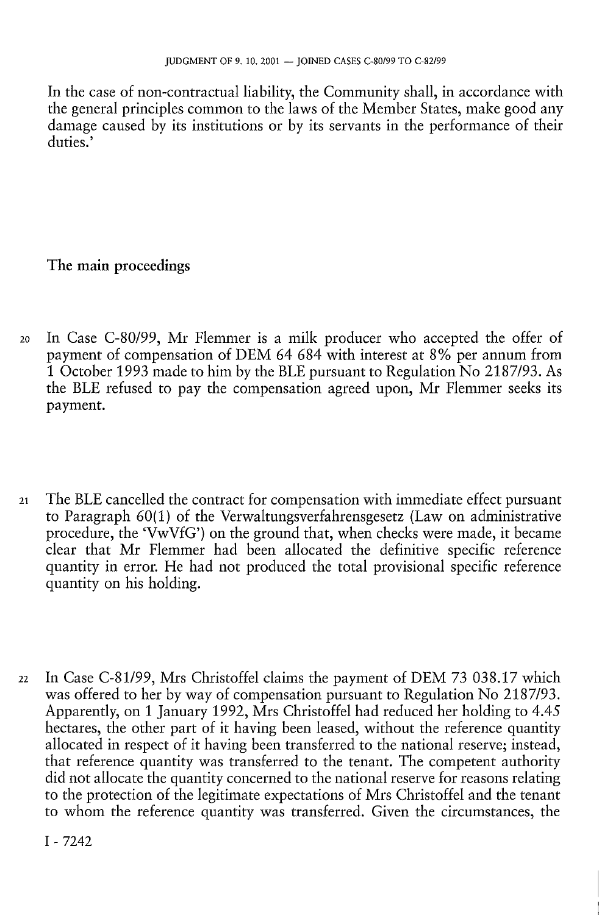In the case of non-contractual liability, the Community shall, in accordance with the general principles common to the laws of the Member States, make good any damage caused by its institutions or by its servants in the performance of their duties.'

## The main proceedings

20 In Case C-80/99, Mr Flemmer is a milk producer who accepted the offer of payment of compensation of DEM 64 684 with interest at 8% per annum from 1 October 1993 made to him by the BLE pursuant to Regulation No 2187/93. As the BLE refused to pay the compensation agreed upon, Mr Flemmer seeks its payment.

21 The BLE cancelled the contract for compensation with immediate effect pursuant to Paragraph 60(1) of the Verwaltungsverfahrensgesetz (Law on administrative procedure, the 'VwVfG') on the ground that, when checks were made, it became clear that Mr Flemmer had been allocated the definitive specific reference quantity in error. He had not produced the total provisional specific reference quantity on his holding.

22 In Case C-81/99, Mrs Christoffel claims the payment of DEM 73 038.17 which was offered to her by way of compensation pursuant to Regulation No 2187/93. Apparently, on 1 January 1992, Mrs Christoffel had reduced her holding to 4.45 hectares, the other part of it having been leased, without the reference quantity allocated in respect of it having been transferred to the national reserve; instead, that reference quantity was transferred to the tenant. The competent authority did not allocate the quantity concerned to the national reserve for reasons relating to the protection of the legitimate expectations of Mrs Christoffel and the tenant to whom the reference quantity was transferred. Given the circumstances, the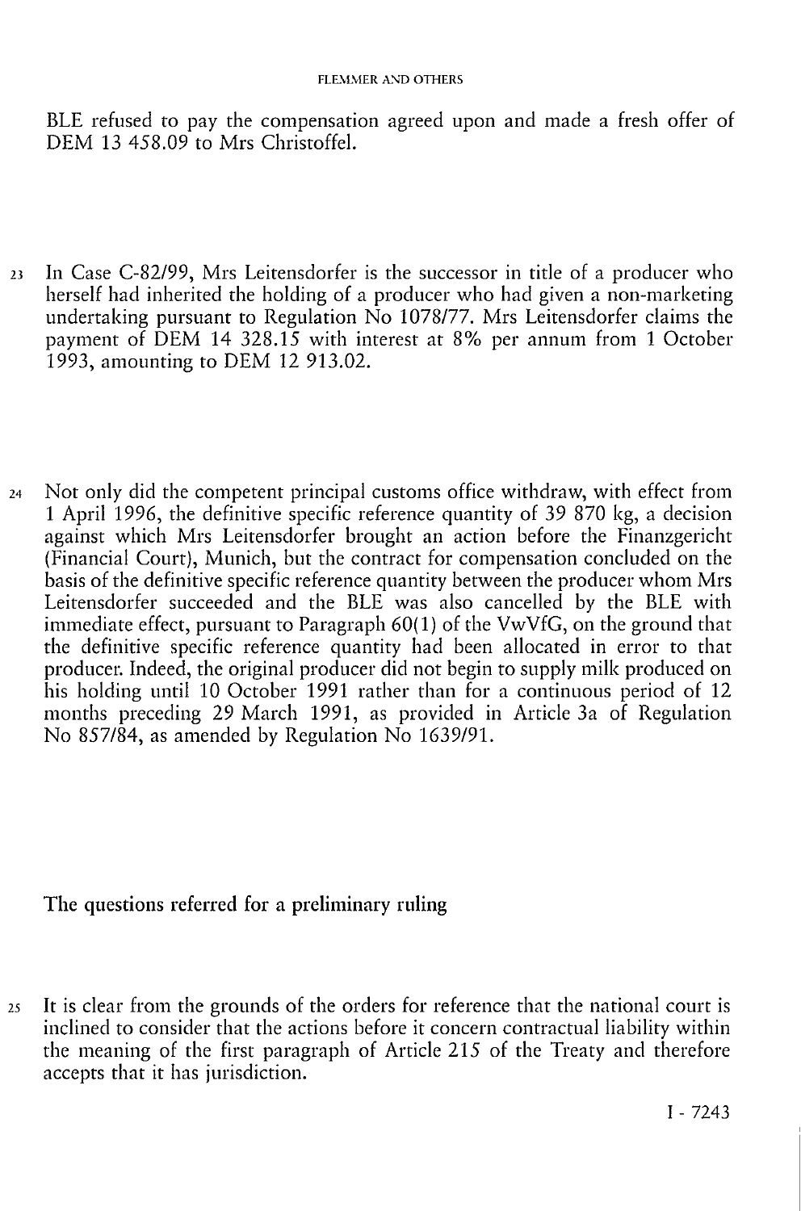BLE refused to pay the compensation agreed upon and made a fresh offer of DEM 13 458.09 to Mrs Christoffel.

23 In Case C-82/99, Mrs Leitensdorfer is the successor in title of a producer who herself had inherited the holding of a producer who had given a non-marketing undertaking pursuant to Regulation No 1078/77. Mrs Leitensdorfer claims the payment of DEM 14 328.15 with interest at 8% per annum from 1 October 1993, amounting to DEM 12 913.02.

24 Not only did the competent principal customs office withdraw, with effect from 1 April 1996, the definitive specific reference quantity of 39 870 kg, a decision against which Mrs Leitensdorfer brought an action before the Finanzgericht (Financial Court), Munich, but the contract for compensation concluded on the basis of the definitive specific reference quantity between the producer whom Mrs Leitensdorfer succeeded and the BLE was also cancelled by the BLE with immediate effect, pursuant to Paragraph 60(1) of the VwVfG, on the ground that the definitive specific reference quantity had been allocated in error to that producer. Indeed, the original producer did not begin to supply milk produced on his holding until 10 October 1991 rather than for a continuous period of 12 months preceding 29 March 1991, as provided in Article 3a of Regulation No 857/84, as amended by Regulation No 1639/91.

## The questions referred for a preliminary ruling

25 It is clear from the grounds of the orders for reference that the national court is inclined to consider that the actions before it concern contractual liability within the meaning of the first paragraph of Article 215 of the Treaty and therefore accepts that it has jurisdiction.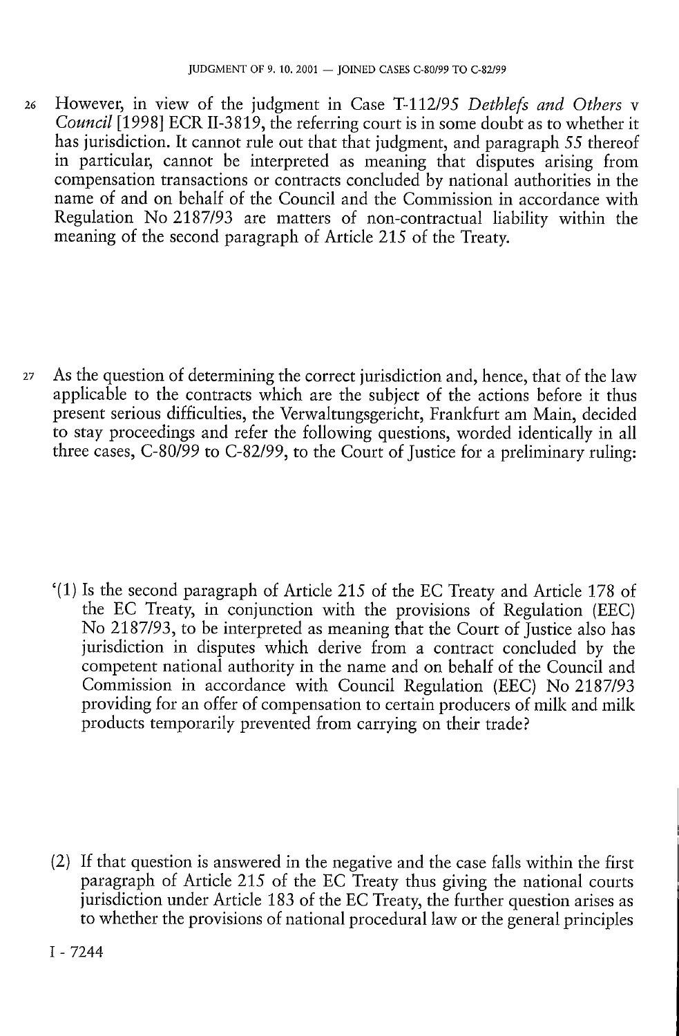26 However, in view of the judgment in Case T-112/95 *Dethlefs and Others* v *Council* [1998] ECR II-3819, the referring court is in some doubt as to whether it has jurisdiction. It cannot rule out that that judgment, and paragraph 55 thereof in particular, cannot be interpreted as meaning that disputes arising from compensation transactions or contracts concluded by national authorities in the name of and on behalf of the Council and the Commission in accordance with Regulation No 2187/93 are matters of non-contractual liability within the meaning of the second paragraph of Article 215 of the Treaty.

27 As the question of determining the correct jurisdiction and, hence, that of the law applicable to the contracts which are the subject of the actions before it thus present serious difficulties, the Verwaltungsgericht, Frankfurt am Main, decided to stay proceedings and refer the following questions, worded identically in all three cases, C-80/99 to C-82/99, to the Court of Justice for a preliminary ruling:

'(1) Is the second paragraph of Article 215 of the EC Treaty and Article 178 of the EC Treaty, in conjunction with the provisions of Regulation (EEC) No 2187/93, to be interpreted as meaning that the Court of Justice also has jurisdiction in disputes which derive from a contract concluded by the competent national authority in the name and on behalf of the Council and Commission in accordance with Council Regulation (EEC) No 2187/93 providing for an offer of compensation to certain producers of milk and milk products temporarily prevented from carrying on their trade?

(2) If that question is answered in the negative and the case falls within the first paragraph of Article 215 of the EC Treaty thus giving the national courts jurisdiction under Article 183 of the EC Treaty, the further question arises as to whether the provisions of national procedural law or the general principles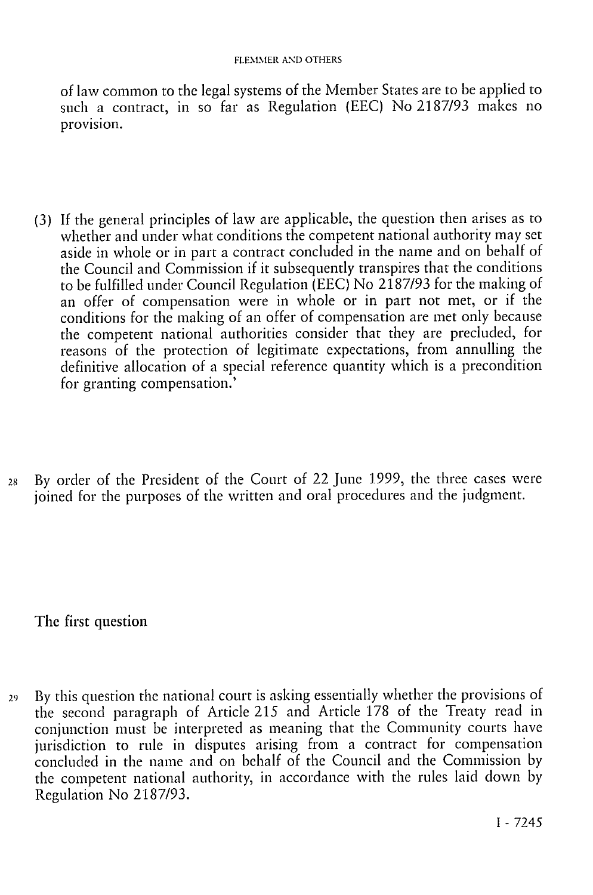of law common to the legal systems of the Member States are to be applied to such a contract, in so far as Regulation (EEC) No 2187/93 makes no provision.

(3) If the general principles of law are applicable, the question then arises as to whether and under what conditions the competent national authority may set aside in whole or in part a contract concluded in the name and on behalf of the Council and Commission if it subsequently transpires that the conditions to be fulfilled under Council Regulation (EEC) No 2187/93 for the making of an offer of compensation were in whole or in part not met, or if the conditions for the making of an offer of compensation are met only because the competent national authorities consider that they are precluded, for reasons of the protection of legitimate expectations, from annulling the definitive allocation of a special reference quantity which is a precondition for granting compensation.'

28 By order of the President of the Court of 22 June 1999, the three cases were joined for the purposes of the written and oral procedures and the judgment.

## The first question

29 By this question the national court is asking essentially whether the provisions of the second paragraph of Article 215 and Article 178 of the Treaty read in conjunction must be interpreted as meaning that the Community courts have jurisdiction to rule in disputes arising from a contract for compensation concluded in the name and on behalf of the Council and the Commission by the competent national authority, in accordance with the rules laid down by Regulation No 2187/93.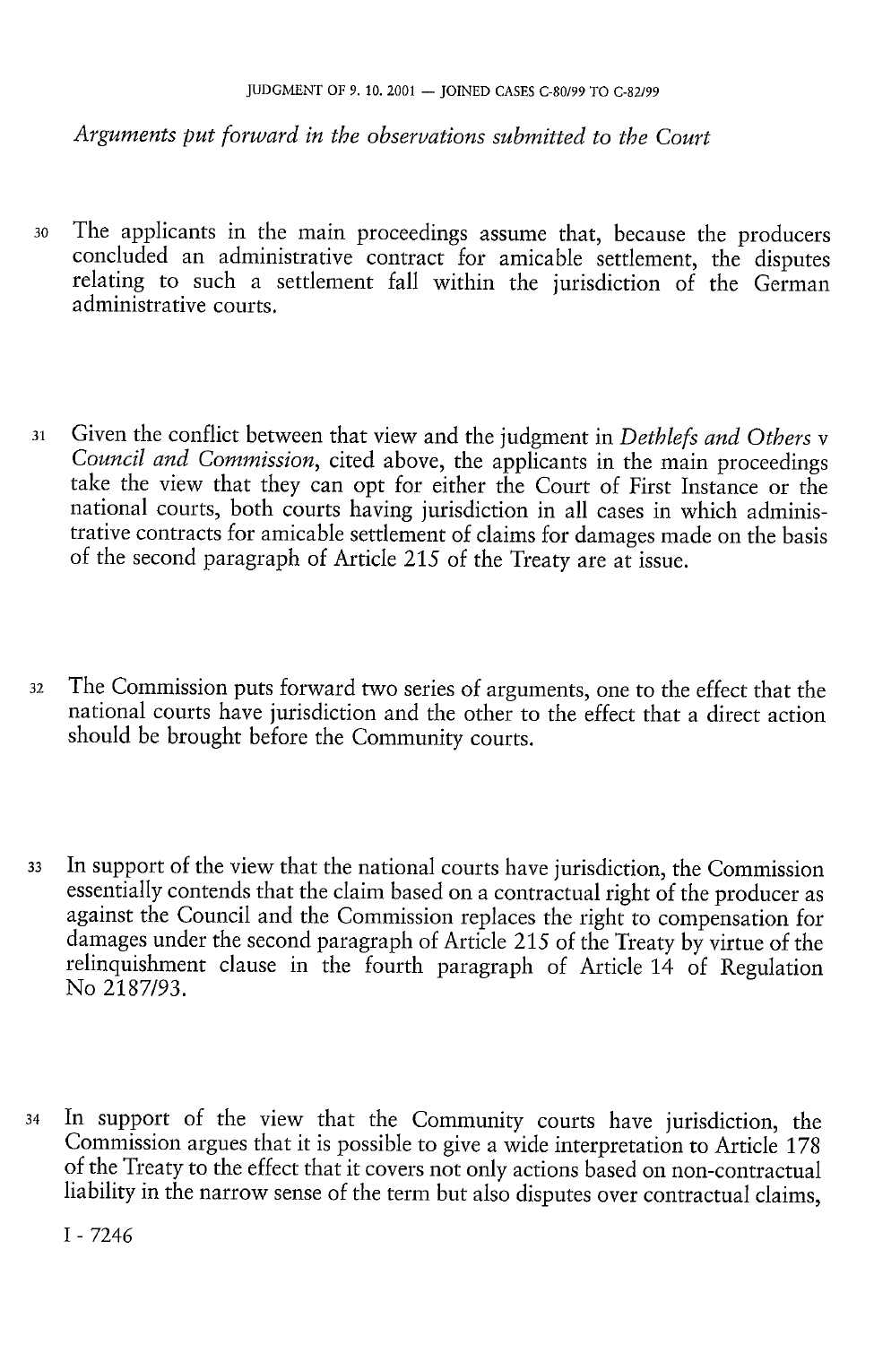*Arguments put forward in the observations submitted to the Court*

30 The applicants in the main proceedings assume that, because the producers concluded an administrative contract for amicable settlement, the disputes relating to such a settlement fall within the jurisdiction of the German administrative courts.

31 Given the conflict between that view and the judgment in *Dethlefs and Others* v *Council and Commission*, cited above, the applicants in the main proceedings take the view that they can opt for either the Court of First Instance or the national courts, both courts having jurisdiction in all cases in which administrative contracts for amicable settlement of claims for damages made on the basis of the second paragraph of Article 215 of the Treaty are at issue.

32 The Commission puts forward two series of arguments, one to the effect that the national courts have jurisdiction and the other to the effect that a direct action should be brought before the Community courts.

33 In support of the view that the national courts have jurisdiction, the Commission essentially contends that the claim based on a contractual right of the producer as against the Council and the Commission replaces the right to compensation for damages under the second paragraph of Article 215 of the Treaty by virtue of the relinquishment clause in the fourth paragraph of Article 14 of Regulation No 2187/93.

34 In support of the view that the Community courts have jurisdiction, the Commission argues that it is possible to give a wide interpretation to Article 178 of the Treaty to the effect that it covers not only actions based on non-contractual liability in the narrow sense of the term but also disputes over contractual claims,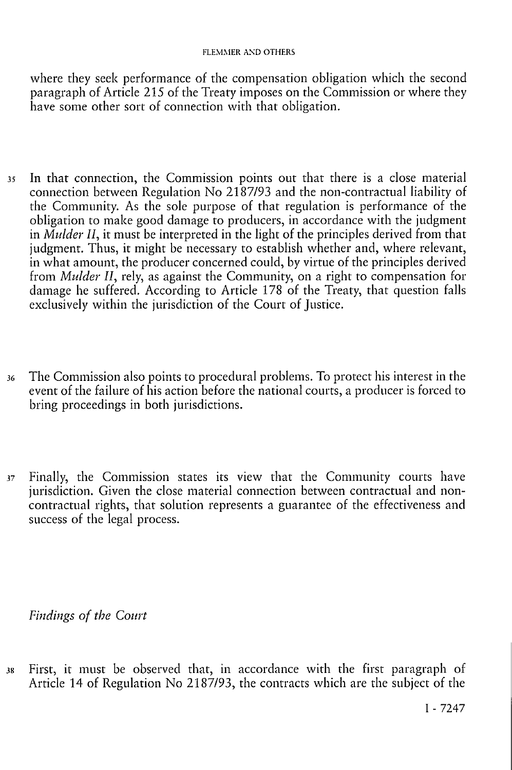where they seek performance of the compensation obligation which the second paragraph of Article 215 of the Treaty imposes on the Commission or where they have some other sort of connection with that obligation.

35 In that connection, the Commission points out that there is a close material connection between Regulation No 2187/93 and the non-contractual liability of the Community. As the sole purpose of that regulation is performance of the obligation to make good damage to producers, in accordance with the judgment in *Mulder II*, it must be interpreted in the light of the principles derived from that judgment. Thus, it might be necessary to establish whether and, where relevant, in what amount, the producer concerned could, by virtue of the principles derived from *Mulder II*, rely, as against the Community, on a right to compensation for damage he suffered. According to Article 178 of the Treaty, that question falls exclusively within the jurisdiction of the Court of Justice.

36 The Commission also points to procedural problems. To protect his interest in the event of the failure of his action before the national courts, a producer is forced to bring proceedings in both jurisdictions.

37 Finally, the Commission states its view that the Community courts have jurisdiction. Given the close material connection between contractual and non-contractual rights, that solution represents a guarantee of the effectiveness and success of the legal process.

*Findings of the Court*

38 First, it must be observed that, in accordance with the first paragraph of Article 14 of Regulation No 2187/93, the contracts which are the subject of the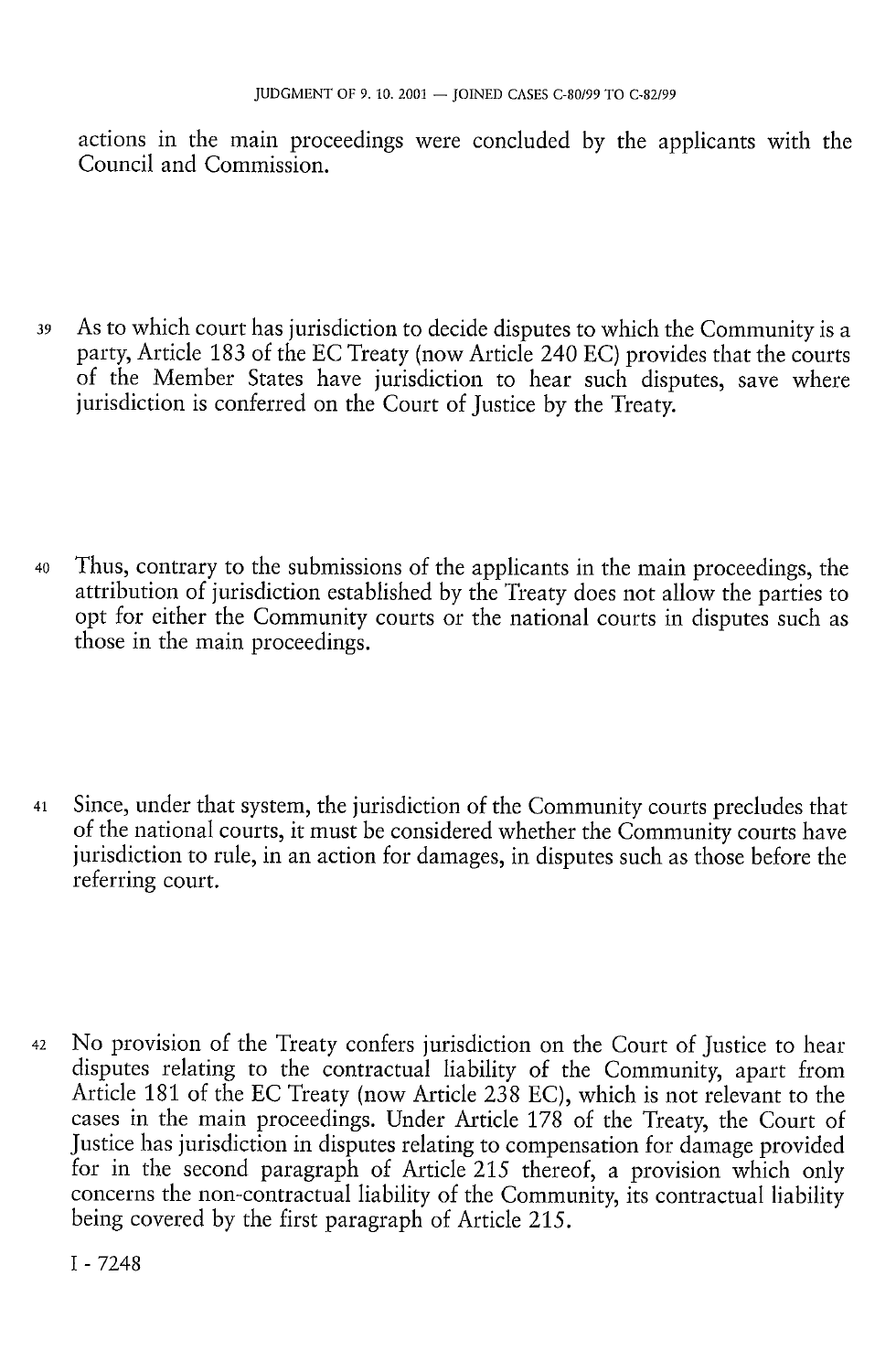actions in the main proceedings were concluded by the applicants with the Council and Commission.

39 As to which court has jurisdiction to decide disputes to which the Community is a party, Article 183 of the EC Treaty (now Article 240 EC) provides that the courts of the Member States have jurisdiction to hear such disputes, save where jurisdiction is conferred on the Court of Justice by the Treaty.

40 Thus, contrary to the submissions of the applicants in the main proceedings, the attribution of jurisdiction established by the Treaty does not allow the parties to opt for either the Community courts or the national courts in disputes such as those in the main proceedings.

41 Since, under that system, the jurisdiction of the Community courts precludes that of the national courts, it must be considered whether the Community courts have jurisdiction to rule, in an action for damages, in disputes such as those before the referring court.

42 No provision of the Treaty confers jurisdiction on the Court of Justice to hear disputes relating to the contractual liability of the Community, apart from Article 181 of the EC Treaty (now Article 238 EC), which is not relevant to the cases in the main proceedings. Under Article 178 of the Treaty, the Court of Justice has jurisdiction in disputes relating to compensation for damage provided for in the second paragraph of Article 215 thereof, a provision which only concerns the non-contractual liability of the Community, its contractual liability being covered by the first paragraph of Article 215.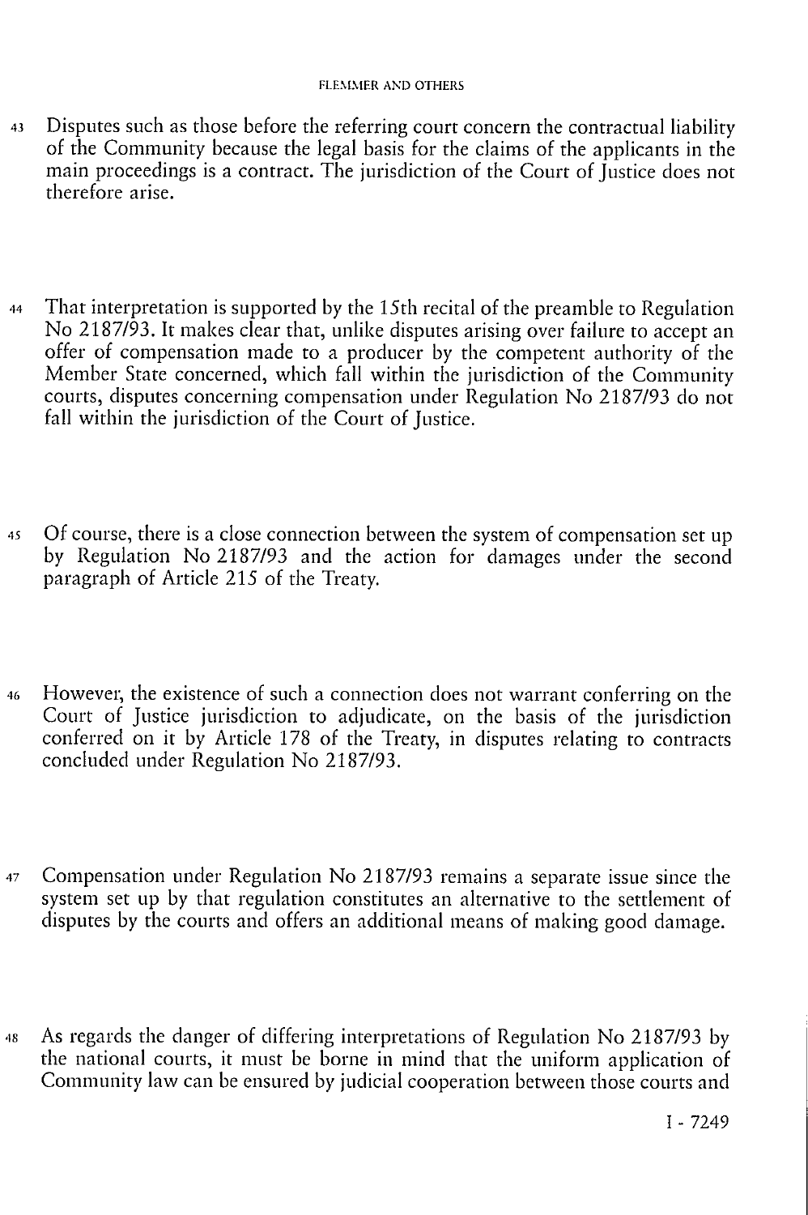43 Disputes such as those before the referring court concern the contractual liability of the Community because the legal basis for the claims of the applicants in the main proceedings is a contract. The jurisdiction of the Court of Justice does not therefore arise.

44 That interpretation is supported by the 15th recital of the preamble to Regulation No 2187/93. It makes clear that, unlike disputes arising over failure to accept an offer of compensation made to a producer by the competent authority of the Member State concerned, which fall within the jurisdiction of the Community courts, disputes concerning compensation under Regulation No 2187/93 do not fall within the jurisdiction of the Court of Justice.

45 Of course, there is a close connection between the system of compensation set up by Regulation No 2187/93 and the action for damages under the second paragraph of Article 215 of the Treaty.

46 However, the existence of such a connection does not warrant conferring on the Court of Justice jurisdiction to adjudicate, on the basis of the jurisdiction conferred on it by Article 178 of the Treaty, in disputes relating to contracts concluded under Regulation No 2187/93.

47 Compensation under Regulation No 2187/93 remains a separate issue since the system set up by that regulation constitutes an alternative to the settlement of disputes by the courts and offers an additional means of making good damage.

48 As regards the danger of differing interpretations of Regulation No 2187/93 by the national courts, it must be borne in mind that the uniform application of Community law can be ensured by judicial cooperation between those courts and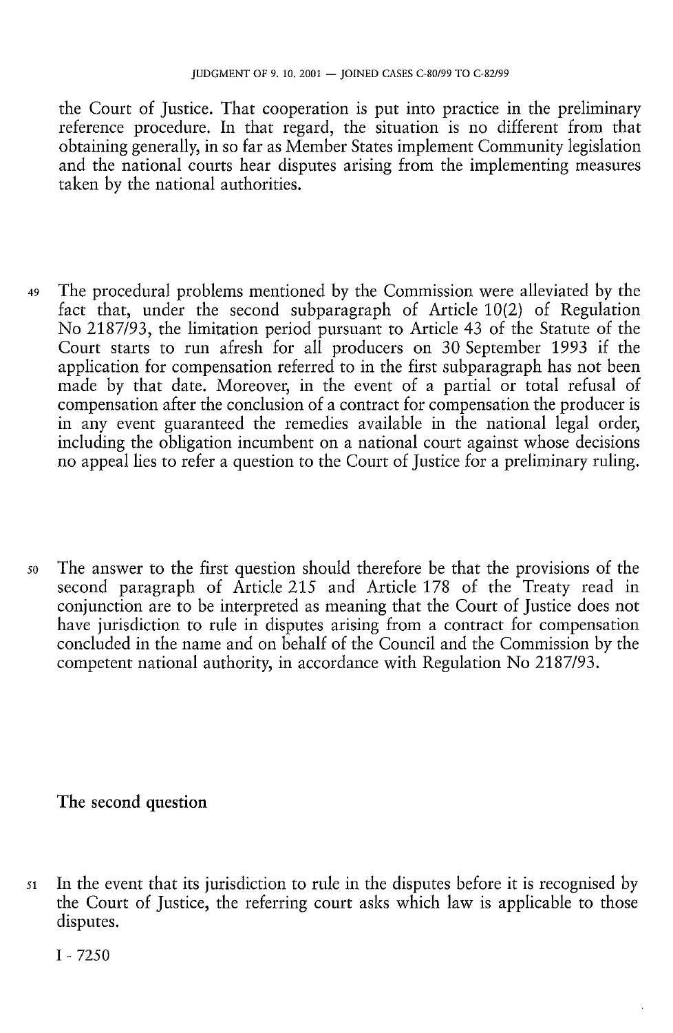the Court of Justice. That cooperation is put into practice in the preliminary reference procedure. In that regard, the situation is no different from that obtaining generally, in so far as Member States implement Community legislation and the national courts hear disputes arising from the implementing measures taken by the national authorities.

49 The procedural problems mentioned by the Commission were alleviated by the fact that, under the second subparagraph of Article 10(2) of Regulation No 2187/93, the limitation period pursuant to Article 43 of the Statute of the Court starts to run afresh for all producers on 30 September 1993 if the application for compensation referred to in the first subparagraph has not been made by that date. Moreover, in the event of a partial or total refusal of compensation after the conclusion of a contract for compensation the producer is in any event guaranteed the remedies available in the national legal order, including the obligation incumbent on a national court against whose decisions no appeal lies to refer a question to the Court of Justice for a preliminary ruling.

50 The answer to the first question should therefore be that the provisions of the second paragraph of Article 215 and Article 178 of the Treaty read in conjunction are to be interpreted as meaning that the Court of Justice does not have jurisdiction to rule in disputes arising from a contract for compensation concluded in the name and on behalf of the Council and the Commission by the competent national authority, in accordance with Regulation No 2187/93.

## The second question

51 In the event that its jurisdiction to rule in the disputes before it is recognised by the Court of Justice, the referring court asks which law is applicable to those disputes.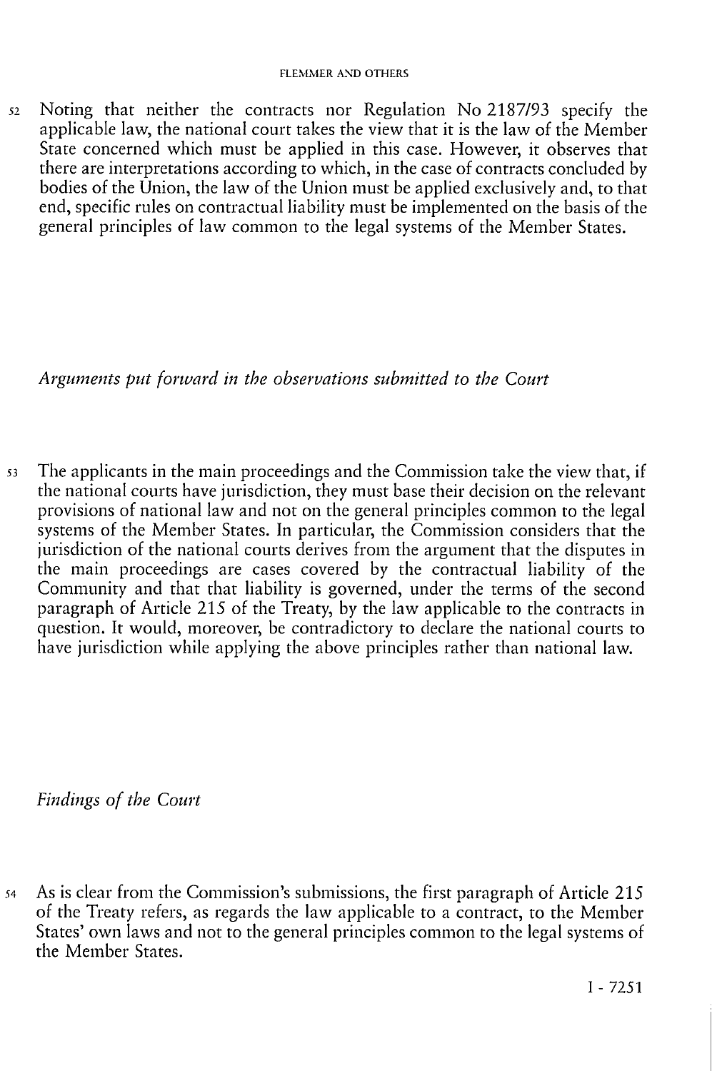52 Noting that neither the contracts nor Regulation No 2187/93 specify the applicable law, the national court takes the view that it is the law of the Member State concerned which must be applied in this case. However, it observes that there are interpretations according to which, in the case of contracts concluded by bodies of the Union, the law of the Union must be applied exclusively and, to that end, specific rules on contractual liability must be implemented on the basis of the general principles of law common to the legal systems of the Member States.

*Arguments put forward in the observations submitted to the Court*

53 The applicants in the main proceedings and the Commission take the view that, if the national courts have jurisdiction, they must base their decision on the relevant provisions of national law and not on the general principles common to the legal systems of the Member States. In particular, the Commission considers that the jurisdiction of the national courts derives from the argument that the disputes in the main proceedings are cases covered by the contractual liability of the Community and that that liability is governed, under the terms of the second paragraph of Article 215 of the Treaty, by the law applicable to the contracts in question. It would, moreover, be contradictory to declare the national courts to have jurisdiction while applying the above principles rather than national law.

*Findings of the Court*

54 As is clear from the Commission's submissions, the first paragraph of Article 215 of the Treaty refers, as regards the law applicable to a contract, to the Member States' own laws and not to the general principles common to the legal systems of the Member States.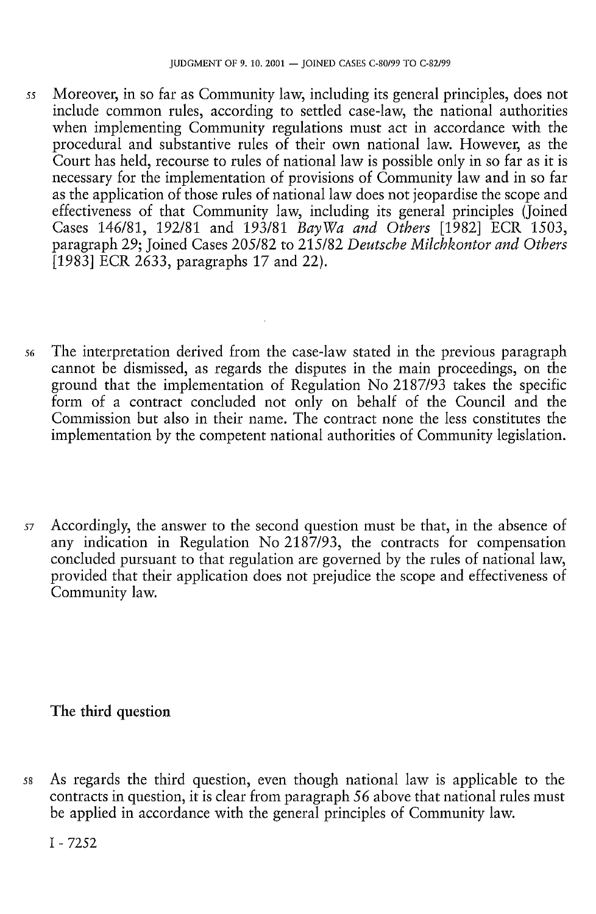55 Moreover, in so far as Community law, including its general principles, does not include common rules, according to settled case-law, the national authorities when implementing Community regulations must act in accordance with the procedural and substantive rules of their own national law. However, as the Court has held, recourse to rules of national law is possible only in so far as it is necessary for the implementation of provisions of Community law and in so far as the application of those rules of national law does not jeopardise the scope and effectiveness of that Community law, including its general principles (Joined Cases 146/81, 192/81 and 193/81 *BayWa and Others* [1982] ECR 1503, paragraph 29; Joined Cases 205/82 to 215/82 *Deutsche Milchkontor and Others* [1983] ECR 2633, paragraphs 17 and 22).

56 The interpretation derived from the case-law stated in the previous paragraph cannot be dismissed, as regards the disputes in the main proceedings, on the ground that the implementation of Regulation No 2187/93 takes the specific form of a contract concluded not only on behalf of the Council and the Commission but also in their name. The contract none the less constitutes the implementation by the competent national authorities of Community legislation.

57 Accordingly, the answer to the second question must be that, in the absence of any indication in Regulation No 2187/93, the contracts for compensation concluded pursuant to that regulation are governed by the rules of national law, provided that their application does not prejudice the scope and effectiveness of Community law.

## The third question

58 As regards the third question, even though national law is applicable to the contracts in question, it is clear from paragraph 56 above that national rules must be applied in accordance with the general principles of Community law.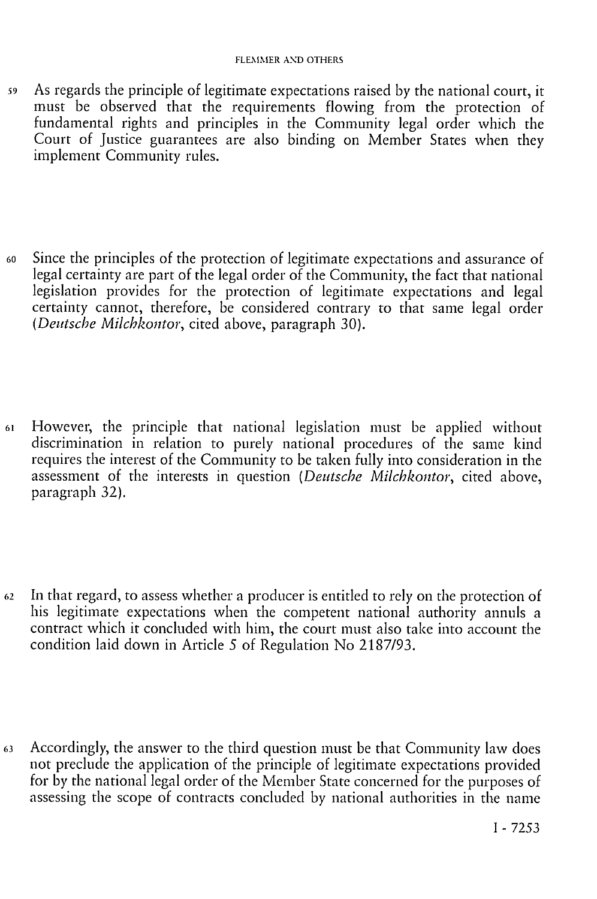59 As regards the principle of legitimate expectations raised by the national court, it must be observed that the requirements flowing from the protection of fundamental rights and principles in the Community legal order which the Court of Justice guarantees are also binding on Member States when they implement Community rules.

60 Since the principles of the protection of legitimate expectations and assurance of legal certainty are part of the legal order of the Community, the fact that national legislation provides for the protection of legitimate expectations and legal certainty cannot, therefore, be considered contrary to that same legal order (*Deutsche Milchkontor*, cited above, paragraph 30).

61 However, the principle that national legislation must be applied without discrimination in relation to purely national procedures of the same kind requires the interest of the Community to be taken fully into consideration in the assessment of the interests in question (*Deutsche Milchkontor*, cited above, paragraph 32).

62 In that regard, to assess whether a producer is entitled to rely on the protection of his legitimate expectations when the competent national authority annuls a contract which it concluded with him, the court must also take into account the condition laid down in Article 5 of Regulation No 2187/93.

63 Accordingly, the answer to the third question must be that Community law does not preclude the application of the principle of legitimate expectations provided for by the national legal order of the Member State concerned for the purposes of assessing the scope of contracts concluded by national authorities in the name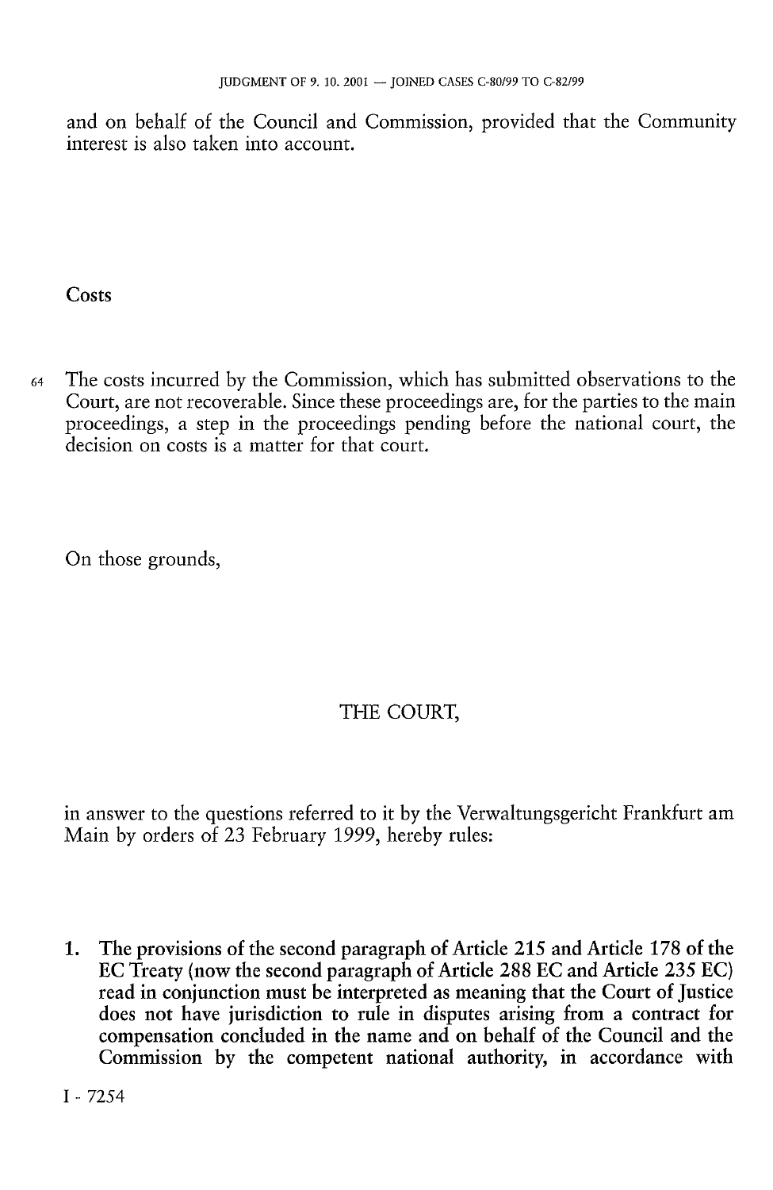and on behalf of the Council and Commission, provided that the Community interest is also taken into account.

## Costs

64 The costs incurred by the Commission, which has submitted observations to the Court, are not recoverable. Since these proceedings are, for the parties to the main proceedings, a step in the proceedings pending before the national court, the decision on costs is a matter for that court.

On those grounds,

THE COURT,

in answer to the questions referred to it by the Verwaltungsgericht Frankfurt am Main by orders of 23 February 1999, hereby rules:

**1. The provisions of the second paragraph of Article 215 and Article 178 of the EC Treaty (now the second paragraph of Article 288 EC and Article 235 EC) read in conjunction must be interpreted as meaning that the Court of Justice does not have jurisdiction to rule in disputes arising from a contract for compensation concluded in the name and on behalf of the Council and the Commission by the competent national authority, in accordance with**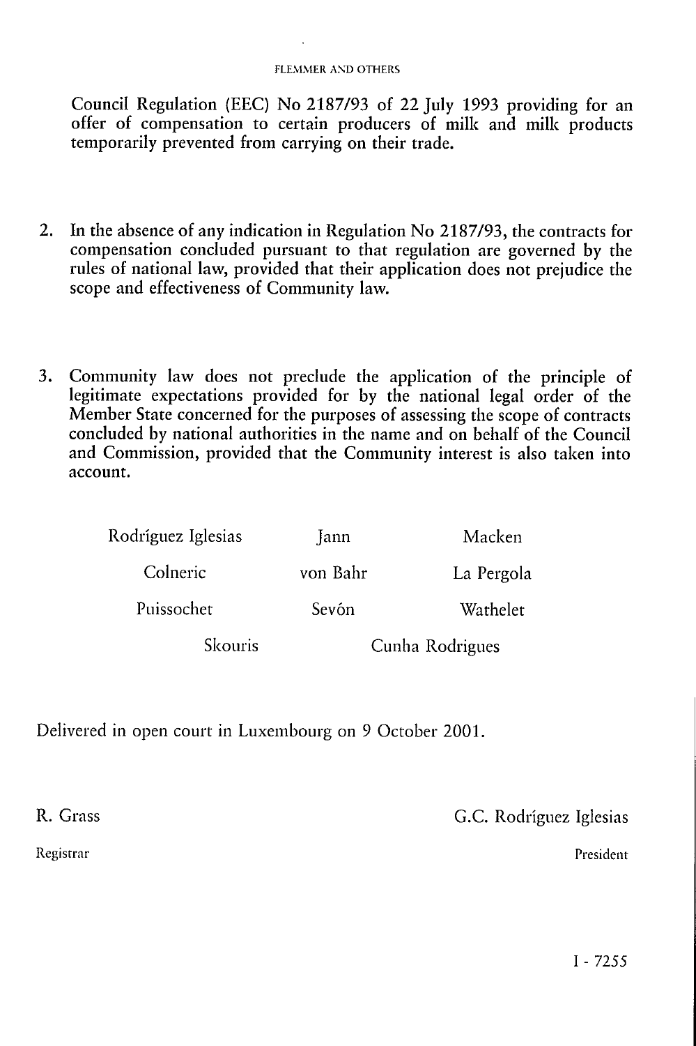Council Regulation (EEC) No 2187/93 of 22 July 1993 providing for an offer of compensation to certain producers of milk and milk products temporarily prevented from carrying on their trade.

2. In the absence of any indication in Regulation No 2187/93, the contracts for compensation concluded pursuant to that regulation are governed by the rules of national law, provided that their application does not prejudice the scope and effectiveness of Community law.

3. Community law does not preclude the application of the principle of legitimate expectations provided for by the national legal order of the Member State concerned for the purposes of assessing the scope of contracts concluded by national authorities in the name and on behalf of the Council and Commission, provided that the Community interest is also taken into account.

Rodríguez Iglesias    Jann    Macken

Colneric    von Bahr    La Pergola

Puissochet    Sevón    Wathelet

Skouris    Cunha Rodrigues

Delivered in open court in Luxembourg on 9 October 2001.

R. Grass
Registrar

G.C. Rodríguez Iglesias
President